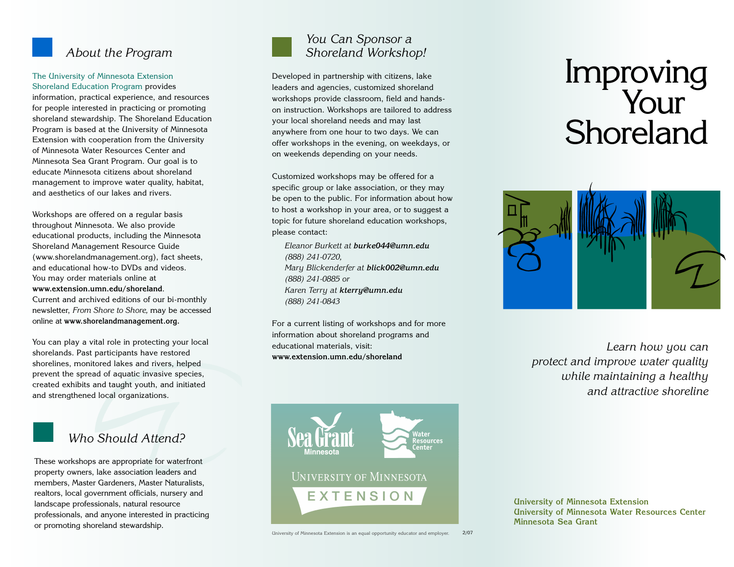## About the Program

The University of Minnesota Extension Shoreland Education Program provides information, practical experience, and resources for people interested in practicing or promoting shoreland stewardship. The Shoreland Education Program is based at the University of Minnesota Extension with cooperation from the University of Minnesota Water Resources Center and Minnesota Sea Grant Program. Our goal is to educate Minnesota citizens about shoreland management to improve water quality, habitat, and aesthetics of our lakes and rivers.

Workshops are offered on a regular basis throughout Minnesota. We also provide educational products, including the Minnesota Shoreland Management Resource Guide (www.shorelandmanagement.org), fact sheets, and educational how-to DVDs and videos. You may order materials online at **www.extension.umn.edu/shoreland**. Current and archived editions of our bi-monthly newsletter, *From Shore to Shore,* may be accessed online at **www.shorelandmanagement.org.**

You can play a vital role in protecting your local shorelands. Past participants have restored shorelines, monitored lakes and rivers, helped prevent the spread of aquatic invasive species, created exhibits and taught youth, and initiated and strengthened local organizations.

## Who Should Attend?

These workshops are appropriate for waterfront property owners, lake association leaders and members, Master Gardeners, Master Naturalists, realtors, local government officials, nursery and landscape professionals, natural resource professionals, and anyone interested in practicing or promoting shoreland stewardship.

## You Can Sponsor a Shoreland Workshop!

Developed in partnership with citizens, lake leaders and agencies, customized shoreland workshops provide classroom, field and hands-on instruction. Workshops are tailored to address your local shoreland needs and may last anywhere from one hour to two days. We can offer workshops in the evening, on weekdays, or on weekends depending on your needs.

Customized workshops may be offered for a specific group or lake association, or they may be open to the public. For information about how to host a workshop in your area, or to suggest a topic for future shoreland education workshops, please contact:

*Eleanor Burkett at **burke044@umn.edu***
*(888) 241-0720,*
*Mary Blickenderfer at **blick002@umn.edu***
*(888) 241-0885 or*
*Karen Terry at **kterry@umn.edu***
*(888) 241-0843*

For a current listing of workshops and for more information about shoreland programs and educational materials, visit: **www.extension.umn.edu/shoreland**

Sea Grant Minnesota
Water Resources Center
University of Minnesota EXTENSION

University of Minnesota Extension is an equal opportunity educator and employer. 2/07

# Improving Your Shoreland

*Learn how you can protect and improve water quality while maintaining a healthy and attractive shoreline*

**University of Minnesota Extension**
**University of Minnesota Water Resources Center**
**Minnesota Sea Grant**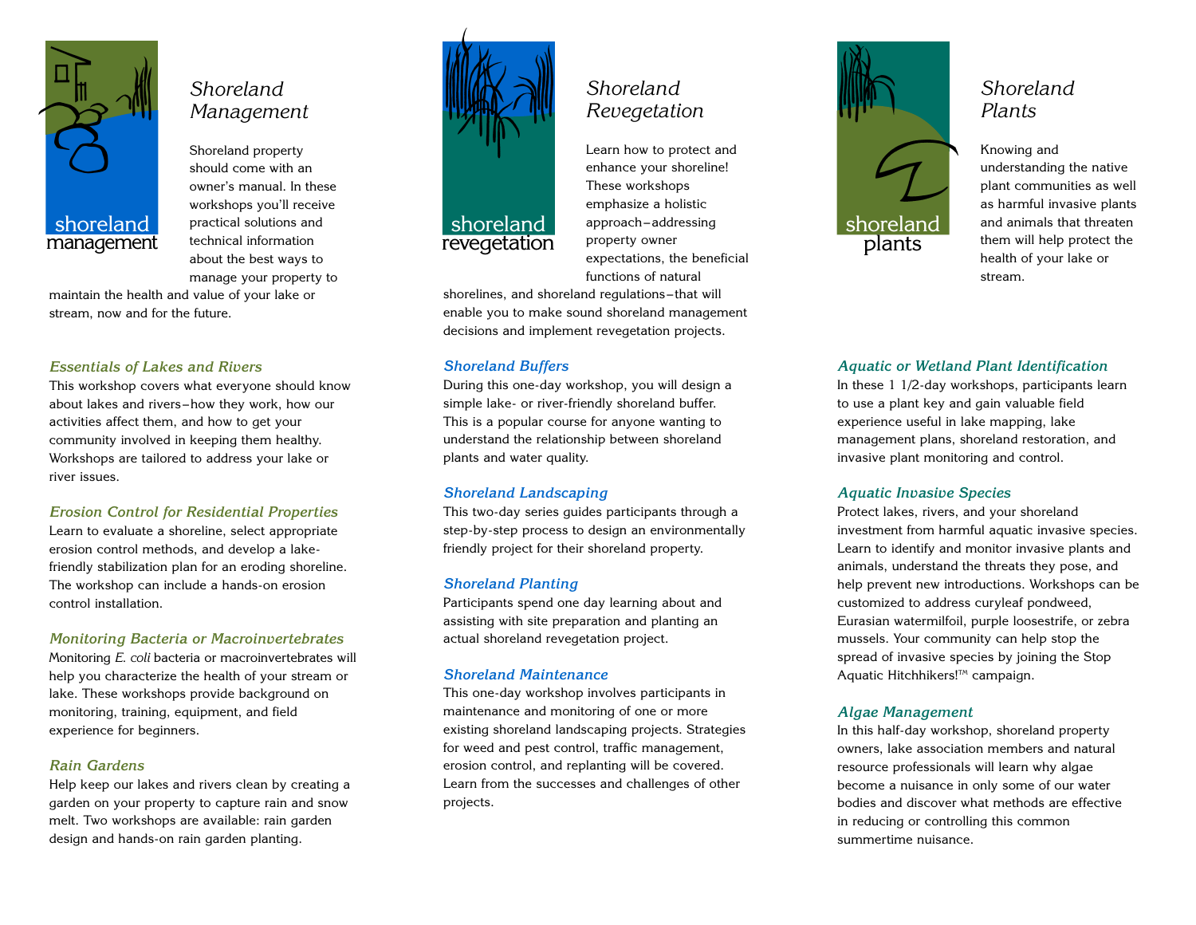## Shoreland Management

shoreland management

Shoreland property should come with an owner's manual. In these workshops you'll receive practical solutions and technical information about the best ways to manage your property to maintain the health and value of your lake or stream, now and for the future.

### *Essentials of Lakes and Rivers*

This workshop covers what everyone should know about lakes and rivers–how they work, how our activities affect them, and how to get your community involved in keeping them healthy. Workshops are tailored to address your lake or river issues.

### *Erosion Control for Residential Properties*

Learn to evaluate a shoreline, select appropriate erosion control methods, and develop a lake-friendly stabilization plan for an eroding shoreline. The workshop can include a hands-on erosion control installation.

### *Monitoring Bacteria or Macroinvertebrates*

Monitoring *E. coli* bacteria or macroinvertebrates will help you characterize the health of your stream or lake. These workshops provide background on monitoring, training, equipment, and field experience for beginners.

### *Rain Gardens*

Help keep our lakes and rivers clean by creating a garden on your property to capture rain and snow melt. Two workshops are available: rain garden design and hands-on rain garden planting.

## Shoreland Revegetation

shoreland revegetation

Learn how to protect and enhance your shoreline! These workshops emphasize a holistic approach–addressing property owner expectations, the beneficial functions of natural shorelines, and shoreland regulations–that will enable you to make sound shoreland management decisions and implement revegetation projects.

### *Shoreland Buffers*

During this one-day workshop, you will design a simple lake- or river-friendly shoreland buffer. This is a popular course for anyone wanting to understand the relationship between shoreland plants and water quality.

### *Shoreland Landscaping*

This two-day series guides participants through a step-by-step process to design an environmentally friendly project for their shoreland property.

### *Shoreland Planting*

Participants spend one day learning about and assisting with site preparation and planting an actual shoreland revegetation project.

### *Shoreland Maintenance*

This one-day workshop involves participants in maintenance and monitoring of one or more existing shoreland landscaping projects. Strategies for weed and pest control, traffic management, erosion control, and replanting will be covered. Learn from the successes and challenges of other projects.

## Shoreland Plants

shoreland plants

Knowing and understanding the native plant communities as well as harmful invasive plants and animals that threaten them will help protect the health of your lake or stream.

### *Aquatic or Wetland Plant Identification*

In these 1 1/2-day workshops, participants learn to use a plant key and gain valuable field experience useful in lake mapping, lake management plans, shoreland restoration, and invasive plant monitoring and control.

### *Aquatic Invasive Species*

Protect lakes, rivers, and your shoreland investment from harmful aquatic invasive species. Learn to identify and monitor invasive plants and animals, understand the threats they pose, and help prevent new introductions. Workshops can be customized to address curyleaf pondweed, Eurasian watermilfoil, purple loosestrife, or zebra mussels. Your community can help stop the spread of invasive species by joining the Stop Aquatic Hitchhikers!™ campaign.

### *Algae Management*

In this half-day workshop, shoreland property owners, lake association members and natural resource professionals will learn why algae become a nuisance in only some of our water bodies and discover what methods are effective in reducing or controlling this common summertime nuisance.